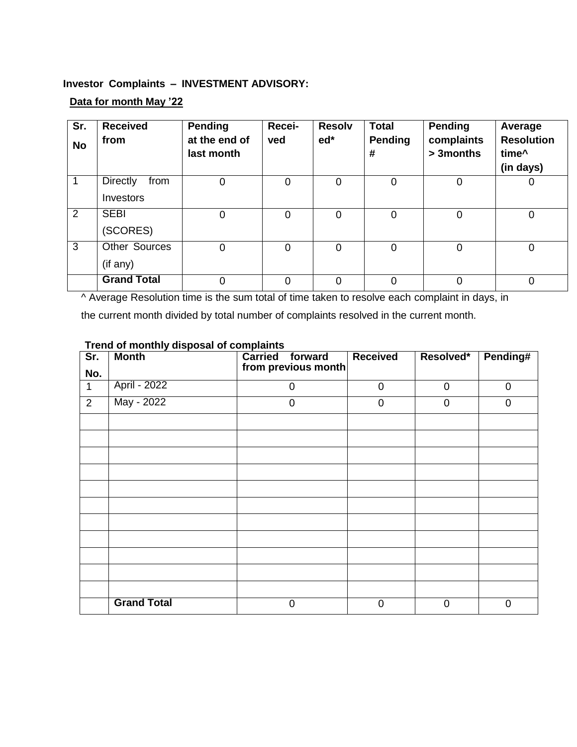**Investor Complaints – INVESTMENT ADVISORY:**

**Data for month May ’22**

| Sr. No | Received from | Pending at the end of last month | Recei-ved | Resolved* | Total Pending # | Pending complaints > 3months | Average Resolution time^ (in days) |
|---|---|---|---|---|---|---|---|
| 1 | Directly from Investors | 0 | 0 | 0 | 0 | 0 | 0 |
| 2 | SEBI (SCORES) | 0 | 0 | 0 | 0 | 0 | 0 |
| 3 | Other Sources (if any) | 0 | 0 | 0 | 0 | 0 | 0 |
| | **Grand Total** | 0 | 0 | 0 | 0 | 0 | 0 |

^ Average Resolution time is the sum total of time taken to resolve each complaint in days, in the current month divided by total number of complaints resolved in the current month.

**Trend of monthly disposal of complaints**

| Sr. No. | Month | Carried forward from previous month | Received | Resolved* | Pending# |
|---|---|---|---|---|---|
| 1 | April - 2022 | 0 | 0 | 0 | 0 |
| 2 | May - 2022 | 0 | 0 | 0 | 0 |
| | | | | | |
| | | | | | |
| | | | | | |
| | | | | | |
| | | | | | |
| | | | | | |
| | | | | | |
| | | | | | |
| | | | | | |
| | | | | | |
| | | | | | |
| | **Grand Total** | 0 | 0 | 0 | 0 |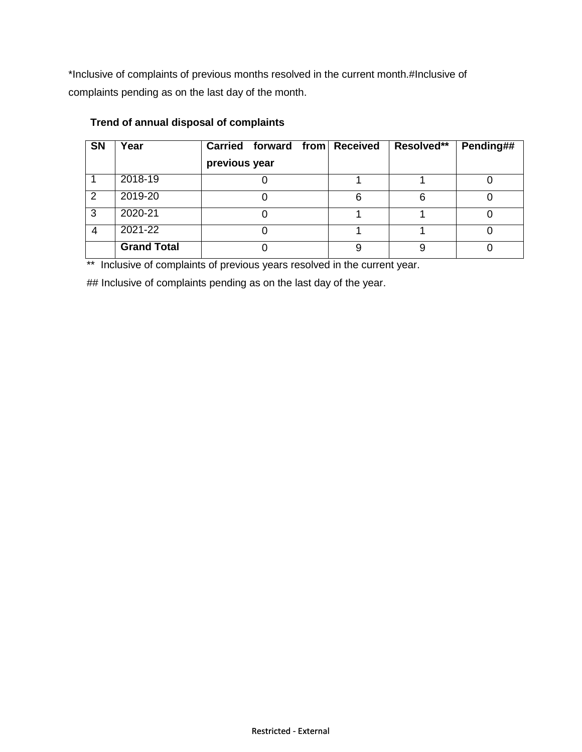*Inclusive of complaints of previous months resolved in the current month.#Inclusive of complaints pending as on the last day of the month.

**Trend of annual disposal of complaints**

| SN | Year | Carried forward from previous year | Received | Resolved** | Pending## |
|---|---|---|---|---|---|
| 1 | 2018-19 | 0 | 1 | 1 | 0 |
| 2 | 2019-20 | 0 | 6 | 6 | 0 |
| 3 | 2020-21 | 0 | 1 | 1 | 0 |
| 4 | 2021-22 | 0 | 1 | 1 | 0 |
| | **Grand Total** | 0 | 9 | 9 | 0 |

** Inclusive of complaints of previous years resolved in the current year.

## Inclusive of complaints pending as on the last day of the year.